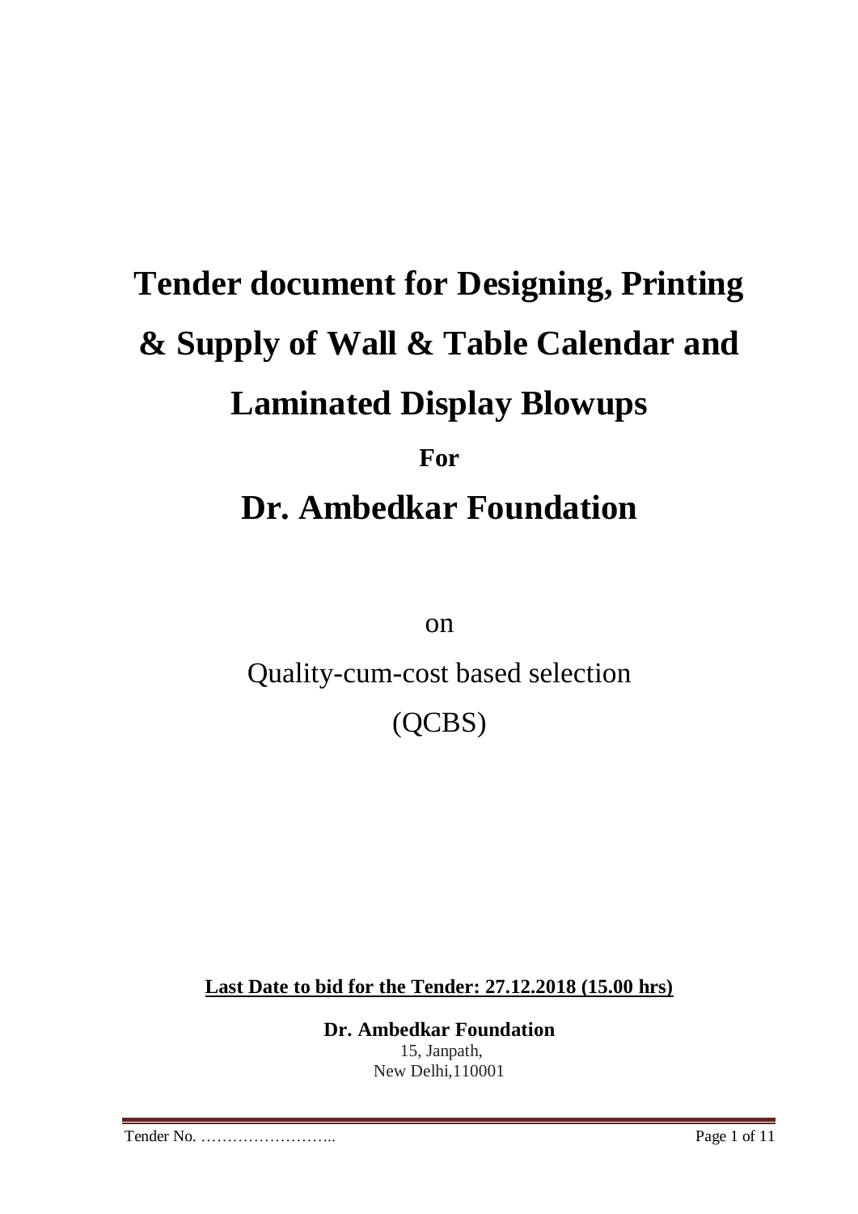# Tender document for Designing, Printing & Supply of Wall & Table Calendar and Laminated Display Blowups

**For**

# Dr. Ambedkar Foundation

on

Quality-cum-cost based selection

(QCBS)

**Last Date to bid for the Tender: 27.12.2018 (15.00 hrs)**

**Dr. Ambedkar Foundation**

15, Janpath,

New Delhi,110001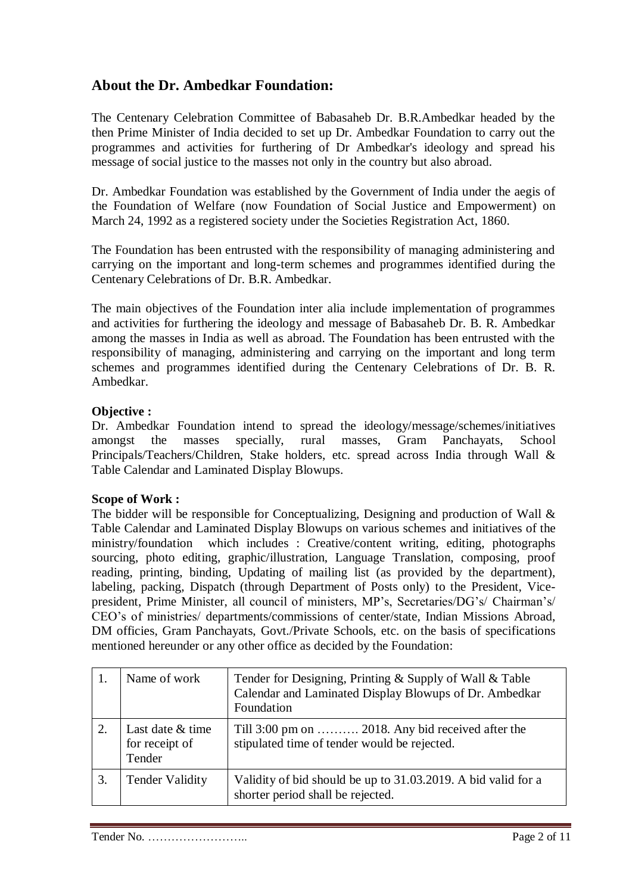## About the Dr. Ambedkar Foundation:

The Centenary Celebration Committee of Babasaheb Dr. B.R.Ambedkar headed by the then Prime Minister of India decided to set up Dr. Ambedkar Foundation to carry out the programmes and activities for furthering of Dr Ambedkar's ideology and spread his message of social justice to the masses not only in the country but also abroad.

Dr. Ambedkar Foundation was established by the Government of India under the aegis of the Foundation of Welfare (now Foundation of Social Justice and Empowerment) on March 24, 1992 as a registered society under the Societies Registration Act, 1860.

The Foundation has been entrusted with the responsibility of managing administering and carrying on the important and long-term schemes and programmes identified during the Centenary Celebrations of Dr. B.R. Ambedkar.

The main objectives of the Foundation inter alia include implementation of programmes and activities for furthering the ideology and message of Babasaheb Dr. B. R. Ambedkar among the masses in India as well as abroad. The Foundation has been entrusted with the responsibility of managing, administering and carrying on the important and long term schemes and programmes identified during the Centenary Celebrations of Dr. B. R. Ambedkar.

**Objective :**
Dr. Ambedkar Foundation intend to spread the ideology/message/schemes/initiatives amongst the masses specially, rural masses, Gram Panchayats, School Principals/Teachers/Children, Stake holders, etc. spread across India through Wall & Table Calendar and Laminated Display Blowups.

**Scope of Work :**
The bidder will be responsible for Conceptualizing, Designing and production of Wall & Table Calendar and Laminated Display Blowups on various schemes and initiatives of the ministry/foundation which includes : Creative/content writing, editing, photographs sourcing, photo editing, graphic/illustration, Language Translation, composing, proof reading, printing, binding, Updating of mailing list (as provided by the department), labeling, packing, Dispatch (through Department of Posts only) to the President, Vice-president, Prime Minister, all council of ministers, MP's, Secretaries/DG's/ Chairman's/ CEO's of ministries/ departments/commissions of center/state, Indian Missions Abroad, DM officies, Gram Panchayats, Govt./Private Schools, etc. on the basis of specifications mentioned hereunder or any other office as decided by the Foundation:

| 1. | Name of work | Tender for Designing, Printing & Supply of Wall & Table Calendar and Laminated Display Blowups of Dr. Ambedkar Foundation |
|---|---|---|
| 2. | Last date & time for receipt of Tender | Till 3:00 pm on ………. 2018. Any bid received after the stipulated time of tender would be rejected. |
| 3. | Tender Validity | Validity of bid should be up to 31.03.2019. A bid valid for a shorter period shall be rejected. |

Tender No. ……………………..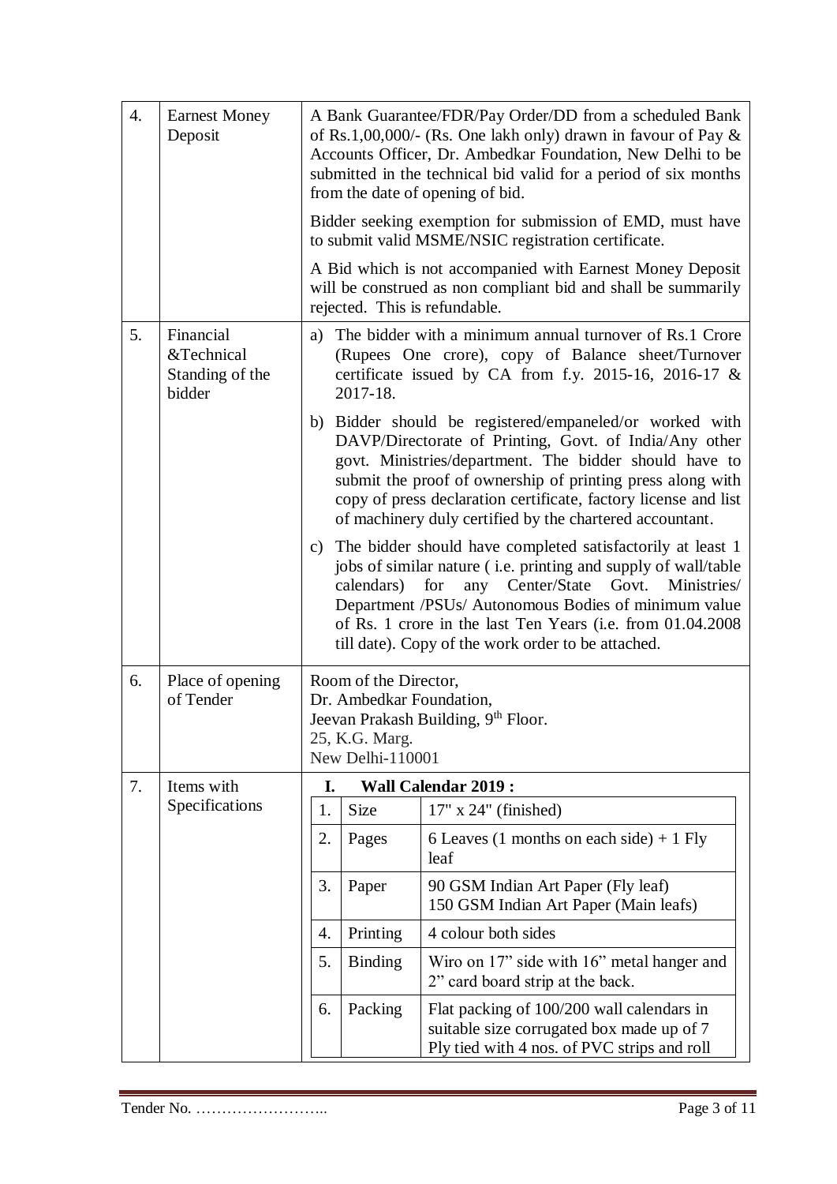| | | |
|---|---|---|
| 4. | Earnest Money Deposit | A Bank Guarantee/FDR/Pay Order/DD from a scheduled Bank of Rs.1,00,000/- (Rs. One lakh only) drawn in favour of Pay & Accounts Officer, Dr. Ambedkar Foundation, New Delhi to be submitted in the technical bid valid for a period of six months from the date of opening of bid.<br><br>Bidder seeking exemption for submission of EMD, must have to submit valid MSME/NSIC registration certificate.<br><br>A Bid which is not accompanied with Earnest Money Deposit will be construed as non compliant bid and shall be summarily rejected. This is refundable. |
| 5. | Financial &Technical Standing of the bidder | a) The bidder with a minimum annual turnover of Rs.1 Crore (Rupees One crore), copy of Balance sheet/Turnover certificate issued by CA from f.y. 2015-16, 2016-17 & 2017-18.<br><br>b) Bidder should be registered/empaneled/or worked with DAVP/Directorate of Printing, Govt. of India/Any other govt. Ministries/department. The bidder should have to submit the proof of ownership of printing press along with copy of press declaration certificate, factory license and list of machinery duly certified by the chartered accountant.<br><br>c) The bidder should have completed satisfactorily at least 1 jobs of similar nature ( i.e. printing and supply of wall/table calendars) for any Center/State Govt. Ministries/ Department /PSUs/ Autonomous Bodies of minimum value of Rs. 1 crore in the last Ten Years (i.e. from 01.04.2008 till date). Copy of the work order to be attached. |
| 6. | Place of opening of Tender | Room of the Director,<br>Dr. Ambedkar Foundation,<br>Jeevan Prakash Building, 9th Floor.<br>25, K.G. Marg.<br>New Delhi-110001 |
| 7. | Items with Specifications | **I. Wall Calendar 2019 :**<br>1. Size: 17" x 24" (finished)<br>2. Pages: 6 Leaves (1 months on each side) + 1 Fly leaf<br>3. Paper: 90 GSM Indian Art Paper (Fly leaf)<br>150 GSM Indian Art Paper (Main leafs)<br>4. Printing: 4 colour both sides<br>5. Binding: Wiro on 17" side with 16" metal hanger and 2" card board strip at the back.<br>6. Packing: Flat packing of 100/200 wall calendars in suitable size corrugated box made up of 7 Ply tied with 4 nos. of PVC strips and roll |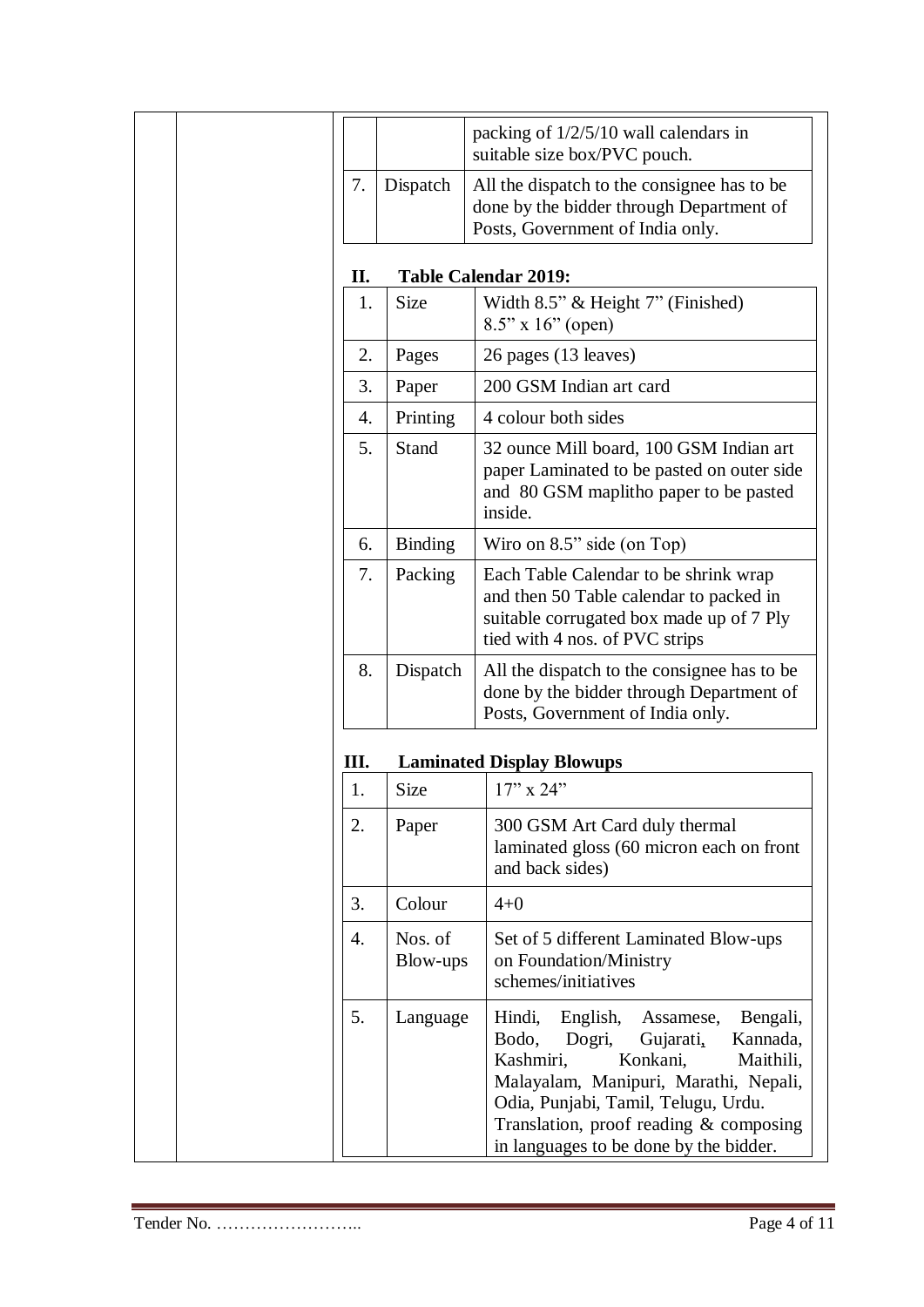|  |  | packing of 1/2/5/10 wall calendars in suitable size box/PVC pouch. |
|---|---|---|
| 7. | Dispatch | All the dispatch to the consignee has to be done by the bidder through Department of Posts, Government of India only. |

**II. Table Calendar 2019:**

| 1. | Size | Width 8.5" & Height 7" (Finished) 8.5" x 16" (open) |
|---|---|---|
| 2. | Pages | 26 pages (13 leaves) |
| 3. | Paper | 200 GSM Indian art card |
| 4. | Printing | 4 colour both sides |
| 5. | Stand | 32 ounce Mill board, 100 GSM Indian art paper Laminated to be pasted on outer side and 80 GSM maplitho paper to be pasted inside. |
| 6. | Binding | Wiro on 8.5" side (on Top) |
| 7. | Packing | Each Table Calendar to be shrink wrap and then 50 Table calendar to packed in suitable corrugated box made up of 7 Ply tied with 4 nos. of PVC strips |
| 8. | Dispatch | All the dispatch to the consignee has to be done by the bidder through Department of Posts, Government of India only. |

**III. Laminated Display Blowups**

| 1. | Size | 17" x 24" |
|---|---|---|
| 2. | Paper | 300 GSM Art Card duly thermal laminated gloss (60 micron each on front and back sides) |
| 3. | Colour | 4+0 |
| 4. | Nos. of Blow-ups | Set of 5 different Laminated Blow-ups on Foundation/Ministry schemes/initiatives |
| 5. | Language | Hindi, English, Assamese, Bengali, Bodo, Dogri, Gujarati, Kannada, Kashmiri, Konkani, Maithili, Malayalam, Manipuri, Marathi, Nepali, Odia, Punjabi, Tamil, Telugu, Urdu. Translation, proof reading & composing in languages to be done by the bidder. |

Tender No. ……………………..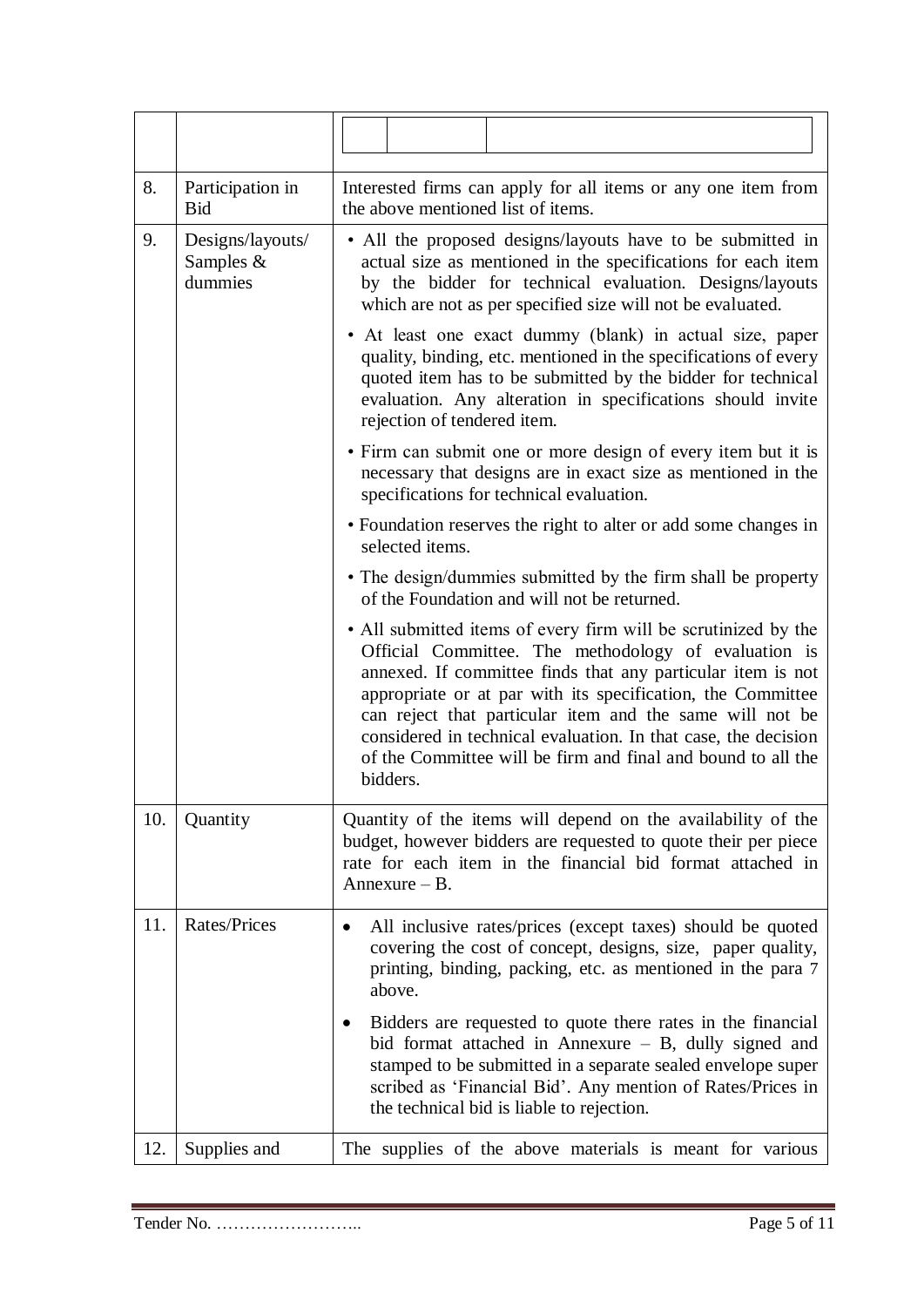| | | |
|---|---|---|
| | | |
| 8. | Participation in Bid | Interested firms can apply for all items or any one item from the above mentioned list of items. |
| 9. | Designs/layouts/ Samples & dummies | • All the proposed designs/layouts have to be submitted in actual size as mentioned in the specifications for each item by the bidder for technical evaluation. Designs/layouts which are not as per specified size will not be evaluated.<br>• At least one exact dummy (blank) in actual size, paper quality, binding, etc. mentioned in the specifications of every quoted item has to be submitted by the bidder for technical evaluation. Any alteration in specifications should invite rejection of tendered item.<br>• Firm can submit one or more design of every item but it is necessary that designs are in exact size as mentioned in the specifications for technical evaluation.<br>• Foundation reserves the right to alter or add some changes in selected items.<br>• The design/dummies submitted by the firm shall be property of the Foundation and will not be returned.<br>• All submitted items of every firm will be scrutinized by the Official Committee. The methodology of evaluation is annexed. If committee finds that any particular item is not appropriate or at par with its specification, the Committee can reject that particular item and the same will not be considered in technical evaluation. In that case, the decision of the Committee will be firm and final and bound to all the bidders. |
| 10. | Quantity | Quantity of the items will depend on the availability of the budget, however bidders are requested to quote their per piece rate for each item in the financial bid format attached in Annexure – B. |
| 11. | Rates/Prices | • All inclusive rates/prices (except taxes) should be quoted covering the cost of concept, designs, size, paper quality, printing, binding, packing, etc. as mentioned in the para 7 above.<br>• Bidders are requested to quote there rates in the financial bid format attached in Annexure – B, dully signed and stamped to be submitted in a separate sealed envelope super scribed as 'Financial Bid'. Any mention of Rates/Prices in the technical bid is liable to rejection. |
| 12. | Supplies and | The supplies of the above materials is meant for various |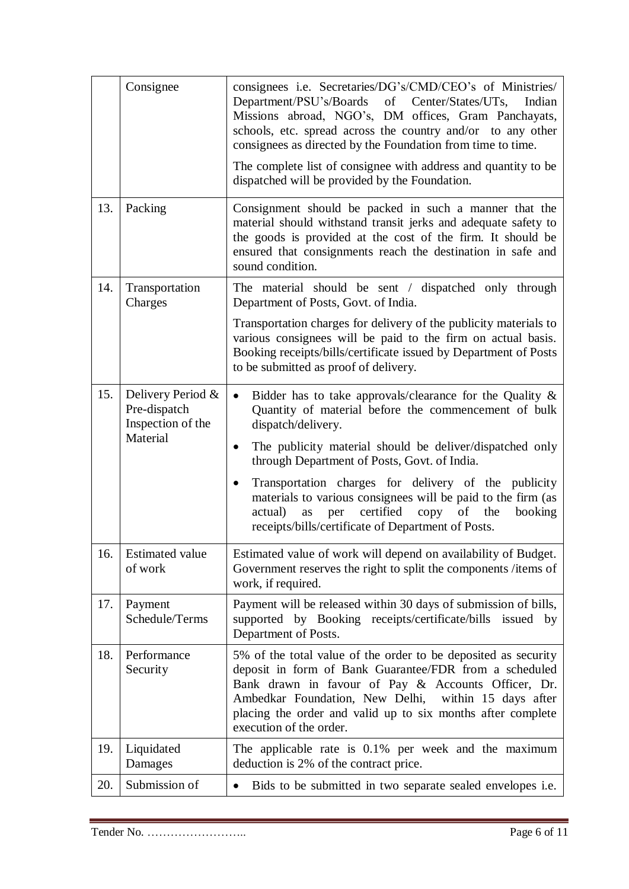|  | Consignee | consignees i.e. Secretaries/DG's/CMD/CEO's of Ministries/ Department/PSU's/Boards of Center/States/UTs, Indian Missions abroad, NGO's, DM offices, Gram Panchayats, schools, etc. spread across the country and/or to any other consignees as directed by the Foundation from time to time.<br><br>The complete list of consignee with address and quantity to be dispatched will be provided by the Foundation. |
|---|---|---|
| 13. | Packing | Consignment should be packed in such a manner that the material should withstand transit jerks and adequate safety to the goods is provided at the cost of the firm. It should be ensured that consignments reach the destination in safe and sound condition. |
| 14. | Transportation Charges | The material should be sent / dispatched only through Department of Posts, Govt. of India.<br><br>Transportation charges for delivery of the publicity materials to various consignees will be paid to the firm on actual basis. Booking receipts/bills/certificate issued by Department of Posts to be submitted as proof of delivery. |
| 15. | Delivery Period & Pre-dispatch Inspection of the Material | • Bidder has to take approvals/clearance for the Quality & Quantity of material before the commencement of bulk dispatch/delivery.<br>• The publicity material should be deliver/dispatched only through Department of Posts, Govt. of India.<br>• Transportation charges for delivery of the publicity materials to various consignees will be paid to the firm (as actual) as per certified copy of the booking receipts/bills/certificate of Department of Posts. |
| 16. | Estimated value of work | Estimated value of work will depend on availability of Budget. Government reserves the right to split the components /items of work, if required. |
| 17. | Payment Schedule/Terms | Payment will be released within 30 days of submission of bills, supported by Booking receipts/certificate/bills issued by Department of Posts. |
| 18. | Performance Security | 5% of the total value of the order to be deposited as security deposit in form of Bank Guarantee/FDR from a scheduled Bank drawn in favour of Pay & Accounts Officer, Dr. Ambedkar Foundation, New Delhi, within 15 days after placing the order and valid up to six months after complete execution of the order. |
| 19. | Liquidated Damages | The applicable rate is 0.1% per week and the maximum deduction is 2% of the contract price. |
| 20. | Submission of | • Bids to be submitted in two separate sealed envelopes i.e. |

Tender No. ……………………..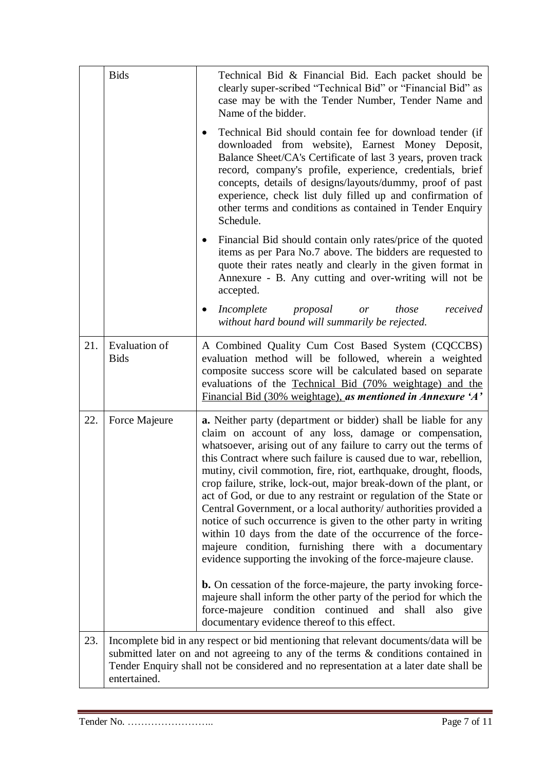|  | Bids | Technical Bid & Financial Bid. Each packet should be clearly super-scribed "Technical Bid" or "Financial Bid" as case may be with the Tender Number, Tender Name and Name of the bidder.<br>• Technical Bid should contain fee for download tender (if downloaded from website), Earnest Money Deposit, Balance Sheet/CA's Certificate of last 3 years, proven track record, company's profile, experience, credentials, brief concepts, details of designs/layouts/dummy, proof of past experience, check list duly filled up and confirmation of other terms and conditions as contained in Tender Enquiry Schedule.<br>• Financial Bid should contain only rates/price of the quoted items as per Para No.7 above. The bidders are requested to quote their rates neatly and clearly in the given format in Annexure - B. Any cutting and over-writing will not be accepted.<br>• *Incomplete proposal or those received without hard bound will summarily be rejected.* |
|---|---|---|
| 21. | Evaluation of Bids | A Combined Quality Cum Cost Based System (CQCCBS) evaluation method will be followed, wherein a weighted composite success score will be calculated based on separate evaluations of the Technical Bid (70% weightage) and the Financial Bid (30% weightage), ***as mentioned in Annexure 'A'*** |
| 22. | Force Majeure | **a.** Neither party (department or bidder) shall be liable for any claim on account of any loss, damage or compensation, whatsoever, arising out of any failure to carry out the terms of this Contract where such failure is caused due to war, rebellion, mutiny, civil commotion, fire, riot, earthquake, drought, floods, crop failure, strike, lock-out, major break-down of the plant, or act of God, or due to any restraint or regulation of the State or Central Government, or a local authority/ authorities provided a notice of such occurrence is given to the other party in writing within 10 days from the date of the occurrence of the force-majeure condition, furnishing there with a documentary evidence supporting the invoking of the force-majeure clause.<br><br>**b.** On cessation of the force-majeure, the party invoking force-majeure shall inform the other party of the period for which the force-majeure condition continued and shall also give documentary evidence thereof to this effect. |
| 23. | Incomplete bid in any respect or bid mentioning that relevant documents/data will be submitted later on and not agreeing to any of the terms & conditions contained in Tender Enquiry shall not be considered and no representation at a later date shall be entertained. | |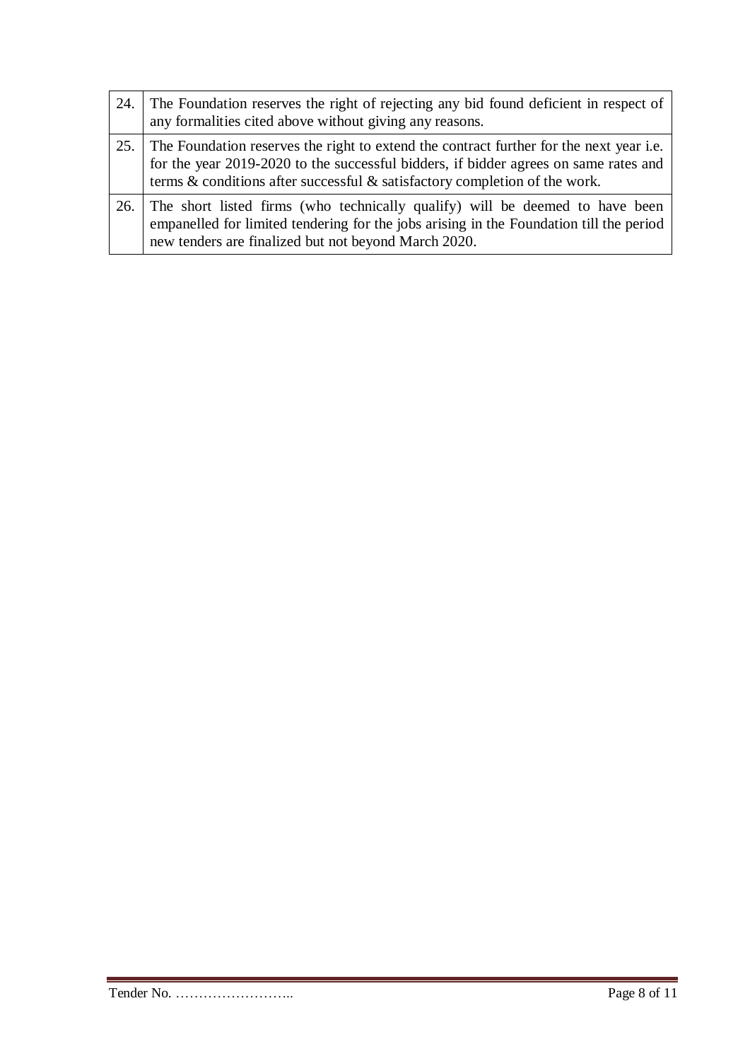| | |
|---|---|
| 24. | The Foundation reserves the right of rejecting any bid found deficient in respect of any formalities cited above without giving any reasons. |
| 25. | The Foundation reserves the right to extend the contract further for the next year i.e. for the year 2019-2020 to the successful bidders, if bidder agrees on same rates and terms & conditions after successful & satisfactory completion of the work. |
| 26. | The short listed firms (who technically qualify) will be deemed to have been empanelled for limited tendering for the jobs arising in the Foundation till the period new tenders are finalized but not beyond March 2020. |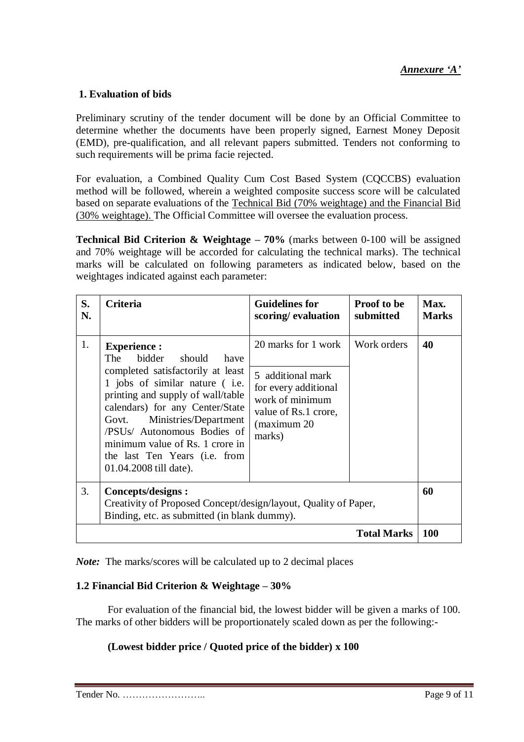***Annexure 'A'***

### 1. Evaluation of bids

Preliminary scrutiny of the tender document will be done by an Official Committee to determine whether the documents have been properly signed, Earnest Money Deposit (EMD), pre-qualification, and all relevant papers submitted. Tenders not conforming to such requirements will be prima facie rejected.

For evaluation, a Combined Quality Cum Cost Based System (CQCCBS) evaluation method will be followed, wherein a weighted composite success score will be calculated based on separate evaluations of the Technical Bid (70% weightage) and the Financial Bid (30% weightage). The Official Committee will oversee the evaluation process.

**Technical Bid Criterion & Weightage – 70%** (marks between 0-100 will be assigned and 70% weightage will be accorded for calculating the technical marks). The technical marks will be calculated on following parameters as indicated below, based on the weightages indicated against each parameter:

| S. N. | Criteria | Guidelines for scoring/ evaluation | Proof to be submitted | Max. Marks |
|---|---|---|---|---|
| 1. | **Experience :** The bidder should have completed satisfactorily at least 1 jobs of similar nature ( i.e. printing and supply of wall/table calendars) for any Center/State Govt. Ministries/Department /PSUs/ Autonomous Bodies of minimum value of Rs. 1 crore in the last Ten Years (i.e. from 01.04.2008 till date). | 20 marks for 1 work<br><br>5 additional mark for every additional work of minimum value of Rs.1 crore, (maximum 20 marks) | Work orders | **40** |
| 3. | **Concepts/designs :** Creativity of Proposed Concept/design/layout, Quality of Paper, Binding, etc. as submitted (in blank dummy). | | | **60** |
| | | | **Total Marks** | **100** |

***Note:*** The marks/scores will be calculated up to 2 decimal places

### 1.2 Financial Bid Criterion & Weightage – 30%

For evaluation of the financial bid, the lowest bidder will be given a marks of 100. The marks of other bidders will be proportionately scaled down as per the following:-

**(Lowest bidder price / Quoted price of the bidder) x 100**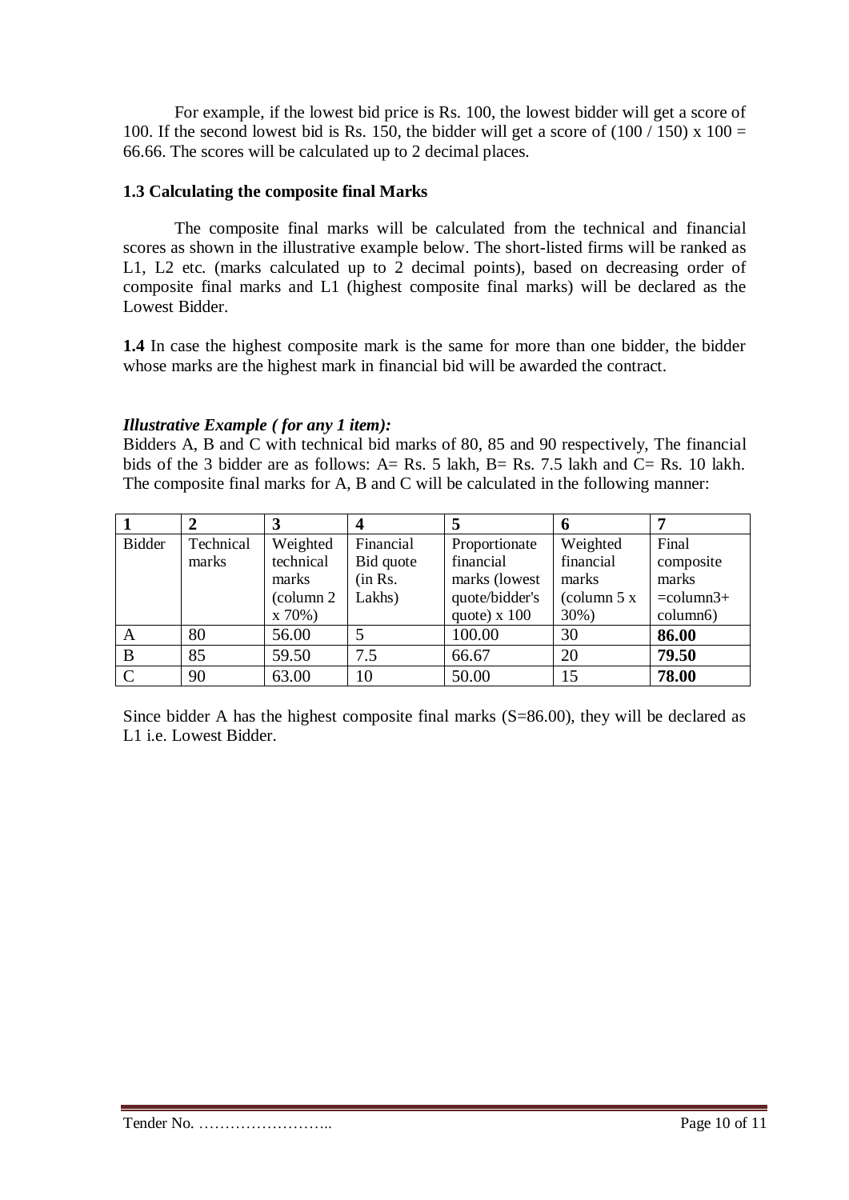For example, if the lowest bid price is Rs. 100, the lowest bidder will get a score of 100. If the second lowest bid is Rs. 150, the bidder will get a score of (100 / 150) x 100 = 66.66. The scores will be calculated up to 2 decimal places.

### 1.3 Calculating the composite final Marks

The composite final marks will be calculated from the technical and financial scores as shown in the illustrative example below. The short-listed firms will be ranked as L1, L2 etc. (marks calculated up to 2 decimal points), based on decreasing order of composite final marks and L1 (highest composite final marks) will be declared as the Lowest Bidder.

**1.4** In case the highest composite mark is the same for more than one bidder, the bidder whose marks are the highest mark in financial bid will be awarded the contract.

***Illustrative Example ( for any 1 item):***

Bidders A, B and C with technical bid marks of 80, 85 and 90 respectively, The financial bids of the 3 bidder are as follows: A= Rs. 5 lakh, B= Rs. 7.5 lakh and C= Rs. 10 lakh. The composite final marks for A, B and C will be calculated in the following manner:

| **1** | **2** | **3** | **4** | **5** | **6** | **7** |
|---|---|---|---|---|---|---|
| Bidder | Technical marks | Weighted technical marks (column 2 x 70%) | Financial Bid quote (in Rs. Lakhs) | Proportionate financial marks (lowest quote/bidder's quote) x 100 | Weighted financial marks (column 5 x 30%) | Final composite marks =column3+ column6) |
| A | 80 | 56.00 | 5 | 100.00 | 30 | **86.00** |
| B | 85 | 59.50 | 7.5 | 66.67 | 20 | **79.50** |
| C | 90 | 63.00 | 10 | 50.00 | 15 | **78.00** |

Since bidder A has the highest composite final marks (S=86.00), they will be declared as L1 i.e. Lowest Bidder.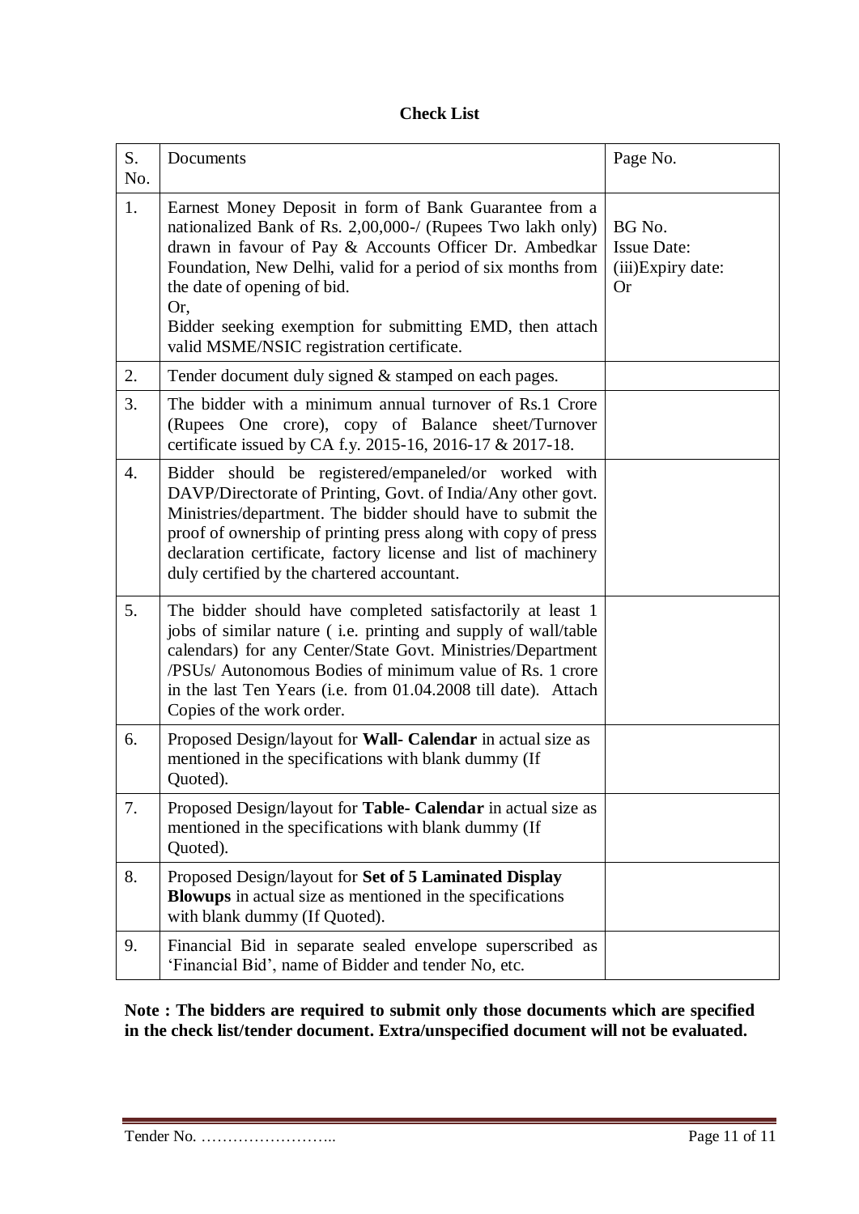**Check List**

| S. No. | Documents | Page No. |
|---|---|---|
| 1. | Earnest Money Deposit in form of Bank Guarantee from a nationalized Bank of Rs. 2,00,000-/ (Rupees Two lakh only) drawn in favour of Pay & Accounts Officer Dr. Ambedkar Foundation, New Delhi, valid for a period of six months from the date of opening of bid.<br>Or,<br>Bidder seeking exemption for submitting EMD, then attach valid MSME/NSIC registration certificate. | BG No.<br>Issue Date:<br>(iii)Expiry date:<br>Or |
| 2. | Tender document duly signed & stamped on each pages. | |
| 3. | The bidder with a minimum annual turnover of Rs.1 Crore (Rupees One crore), copy of Balance sheet/Turnover certificate issued by CA f.y. 2015-16, 2016-17 & 2017-18. | |
| 4. | Bidder should be registered/empaneled/or worked with DAVP/Directorate of Printing, Govt. of India/Any other govt. Ministries/department. The bidder should have to submit the proof of ownership of printing press along with copy of press declaration certificate, factory license and list of machinery duly certified by the chartered accountant. | |
| 5. | The bidder should have completed satisfactorily at least 1 jobs of similar nature ( i.e. printing and supply of wall/table calendars) for any Center/State Govt. Ministries/Department /PSUs/ Autonomous Bodies of minimum value of Rs. 1 crore in the last Ten Years (i.e. from 01.04.2008 till date). Attach Copies of the work order. | |
| 6. | Proposed Design/layout for **Wall- Calendar** in actual size as mentioned in the specifications with blank dummy (If Quoted). | |
| 7. | Proposed Design/layout for **Table- Calendar** in actual size as mentioned in the specifications with blank dummy (If Quoted). | |
| 8. | Proposed Design/layout for **Set of 5 Laminated Display Blowups** in actual size as mentioned in the specifications with blank dummy (If Quoted). | |
| 9. | Financial Bid in separate sealed envelope superscribed as 'Financial Bid', name of Bidder and tender No, etc. | |

**Note : The bidders are required to submit only those documents which are specified in the check list/tender document. Extra/unspecified document will not be evaluated.**

Tender No. ……………………..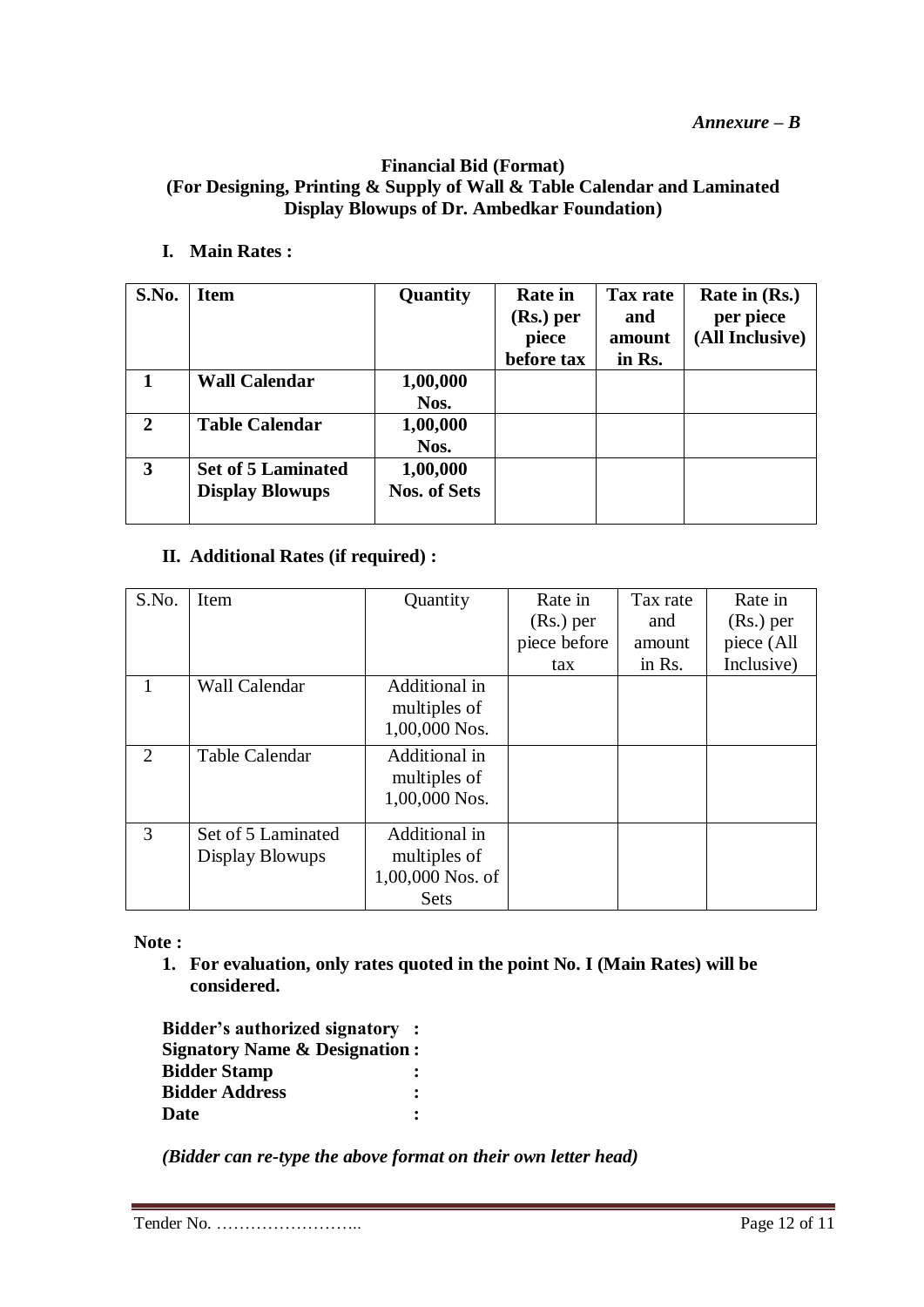*Annexure – B*

**Financial Bid (Format)**
**(For Designing, Printing & Supply of Wall & Table Calendar and Laminated Display Blowups of Dr. Ambedkar Foundation)**

**I. Main Rates :**

| **S.No.** | **Item** | **Quantity** | **Rate in (Rs.) per piece before tax** | **Tax rate and amount in Rs.** | **Rate in (Rs.) per piece (All Inclusive)** |
|---|---|---|---|---|---|
| **1** | **Wall Calendar** | **1,00,000 Nos.** | | | |
| **2** | **Table Calendar** | **1,00,000 Nos.** | | | |
| **3** | **Set of 5 Laminated Display Blowups** | **1,00,000 Nos. of Sets** | | | |

**II. Additional Rates (if required) :**

| S.No. | Item | Quantity | Rate in (Rs.) per piece before tax | Tax rate and amount in Rs. | Rate in (Rs.) per piece (All Inclusive) |
|---|---|---|---|---|---|
| 1 | Wall Calendar | Additional in multiples of 1,00,000 Nos. | | | |
| 2 | Table Calendar | Additional in multiples of 1,00,000 Nos. | | | |
| 3 | Set of 5 Laminated Display Blowups | Additional in multiples of 1,00,000 Nos. of Sets | | | |

**Note :**

1. **For evaluation, only rates quoted in the point No. I (Main Rates) will be considered.**

**Bidder's authorized signatory :**
**Signatory Name & Designation :**
**Bidder Stamp :**
**Bidder Address :**
**Date :**

***(Bidder can re-type the above format on their own letter head)***

Tender No. ……………………..